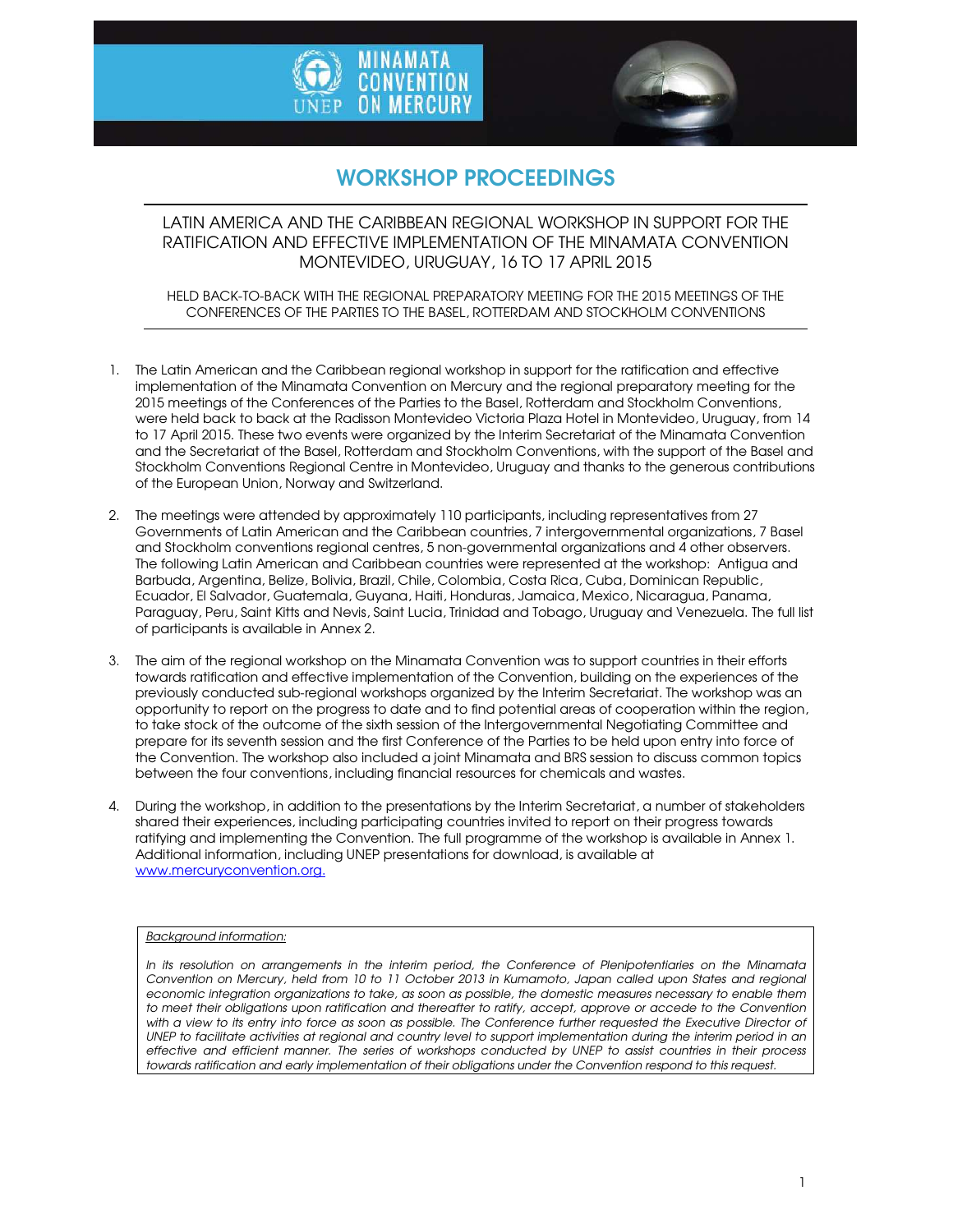MINAMATA CONVENTION ON MERCURY

# WORKSHOP PROCEEDINGS

## LATIN AMERICA AND THE CARIBBEAN REGIONAL WORKSHOP IN SUPPORT FOR THE RATIFICATION AND EFFECTIVE IMPLEMENTATION OF THE MINAMATA CONVENTION MONTEVIDEO, URUGUAY, 16 TO 17 APRIL 2015

HELD BACK-TO-BACK WITH THE REGIONAL PREPARATORY MEETING FOR THE 2015 MEETINGS OF THE CONFERENCES OF THE PARTIES TO THE BASEL, ROTTERDAM AND STOCKHOLM CONVENTIONS

1. The Latin American and the Caribbean regional workshop in support for the ratification and effective implementation of the Minamata Convention on Mercury and the regional preparatory meeting for the 2015 meetings of the Conferences of the Parties to the Basel, Rotterdam and Stockholm Conventions, were held back to back at the Radisson Montevideo Victoria Plaza Hotel in Montevideo, Uruguay, from 14 to 17 April 2015. These two events were organized by the Interim Secretariat of the Minamata Convention and the Secretariat of the Basel, Rotterdam and Stockholm Conventions, with the support of the Basel and Stockholm Conventions Regional Centre in Montevideo, Uruguay and thanks to the generous contributions of the European Union, Norway and Switzerland.

2. The meetings were attended by approximately 110 participants, including representatives from 27 Governments of Latin American and the Caribbean countries, 7 intergovernmental organizations, 7 Basel and Stockholm conventions regional centres, 5 non-governmental organizations and 4 other observers. The following Latin American and Caribbean countries were represented at the workshop: Antigua and Barbuda, Argentina, Belize, Bolivia, Brazil, Chile, Colombia, Costa Rica, Cuba, Dominican Republic, Ecuador, El Salvador, Guatemala, Guyana, Haiti, Honduras, Jamaica, Mexico, Nicaragua, Panama, Paraguay, Peru, Saint Kitts and Nevis, Saint Lucia, Trinidad and Tobago, Uruguay and Venezuela. The full list of participants is available in Annex 2.

3. The aim of the regional workshop on the Minamata Convention was to support countries in their efforts towards ratification and effective implementation of the Convention, building on the experiences of the previously conducted sub-regional workshops organized by the Interim Secretariat. The workshop was an opportunity to report on the progress to date and to find potential areas of cooperation within the region, to take stock of the outcome of the sixth session of the Intergovernmental Negotiating Committee and prepare for its seventh session and the first Conference of the Parties to be held upon entry into force of the Convention. The workshop also included a joint Minamata and BRS session to discuss common topics between the four conventions, including financial resources for chemicals and wastes.

4. During the workshop, in addition to the presentations by the Interim Secretariat, a number of stakeholders shared their experiences, including participating countries invited to report on their progress towards ratifying and implementing the Convention. The full programme of the workshop is available in Annex 1. Additional information, including UNEP presentations for download, is available at www.mercuryconvention.org.

*Background information:*

*In its resolution on arrangements in the interim period, the Conference of Plenipotentiaries on the Minamata Convention on Mercury, held from 10 to 11 October 2013 in Kumamoto, Japan called upon States and regional economic integration organizations to take, as soon as possible, the domestic measures necessary to enable them to meet their obligations upon ratification and thereafter to ratify, accept, approve or accede to the Convention with a view to its entry into force as soon as possible. The Conference further requested the Executive Director of UNEP to facilitate activities at regional and country level to support implementation during the interim period in an effective and efficient manner. The series of workshops conducted by UNEP to assist countries in their process towards ratification and early implementation of their obligations under the Convention respond to this request.*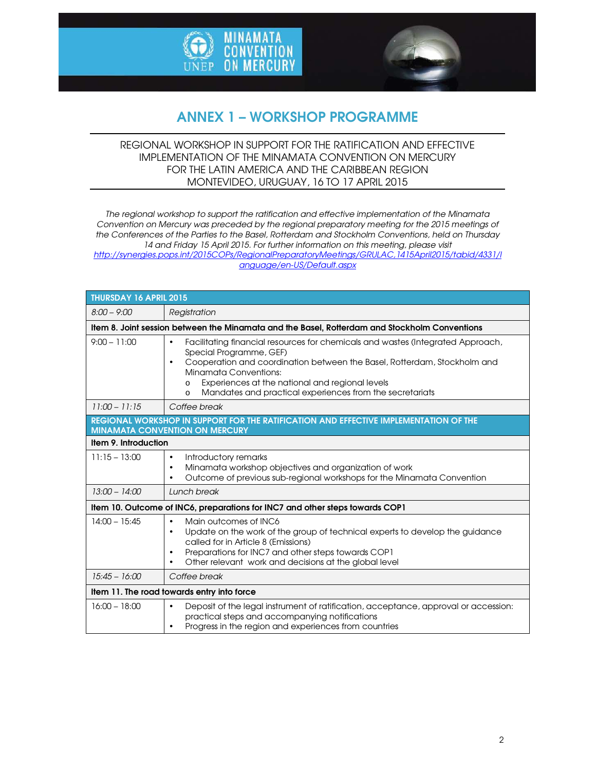# ANNEX 1 – WORKSHOP PROGRAMME

REGIONAL WORKSHOP IN SUPPORT FOR THE RATIFICATION AND EFFECTIVE IMPLEMENTATION OF THE MINAMATA CONVENTION ON MERCURY FOR THE LATIN AMERICA AND THE CARIBBEAN REGION
MONTEVIDEO, URUGUAY, 16 TO 17 APRIL 2015

*The regional workshop to support the ratification and effective implementation of the Minamata Convention on Mercury was preceded by the regional preparatory meeting for the 2015 meetings of the Conferences of the Parties to the Basel, Rotterdam and Stockholm Conventions, held on Thursday 14 and Friday 15 April 2015. For further information on this meeting, please visit* http://synergies.pops.int/2015COPs/RegionalPreparatoryMeetings/GRULAC,1415April2015/tabid/4331/language/en-US/Default.aspx

| **THURSDAY 16 APRIL 2015** | |
|---|---|
| *8:00 – 9:00* | *Registration* |
| **Item 8. Joint session between the Minamata and the Basel, Rotterdam and Stockholm Conventions** | |
| 9:00 – 11:00 | • Facilitating financial resources for chemicals and wastes (Integrated Approach, Special Programme, GEF)<br>• Cooperation and coordination between the Basel, Rotterdam, Stockholm and Minamata Conventions:<br>o Experiences at the national and regional levels<br>o Mandates and practical experiences from the secretariats |
| *11:00 – 11:15* | *Coffee break* |
| **REGIONAL WORKSHOP IN SUPPORT FOR THE RATIFICATION AND EFFECTIVE IMPLEMENTATION OF THE MINAMATA CONVENTION ON MERCURY** | |
| **Item 9. Introduction** | |
| 11:15 – 13:00 | • Introductory remarks<br>• Minamata workshop objectives and organization of work<br>• Outcome of previous sub-regional workshops for the Minamata Convention |
| *13:00 – 14:00* | *Lunch break* |
| **Item 10. Outcome of INC6, preparations for INC7 and other steps towards COP1** | |
| 14:00 – 15:45 | • Main outcomes of INC6<br>• Update on the work of the group of technical experts to develop the guidance called for in Article 8 (Emissions)<br>• Preparations for INC7 and other steps towards COP1<br>• Other relevant work and decisions at the global level |
| *15:45 – 16:00* | *Coffee break* |
| **Item 11. The road towards entry into force** | |
| 16:00 – 18:00 | • Deposit of the legal instrument of ratification, acceptance, approval or accession: practical steps and accompanying notifications<br>• Progress in the region and experiences from countries |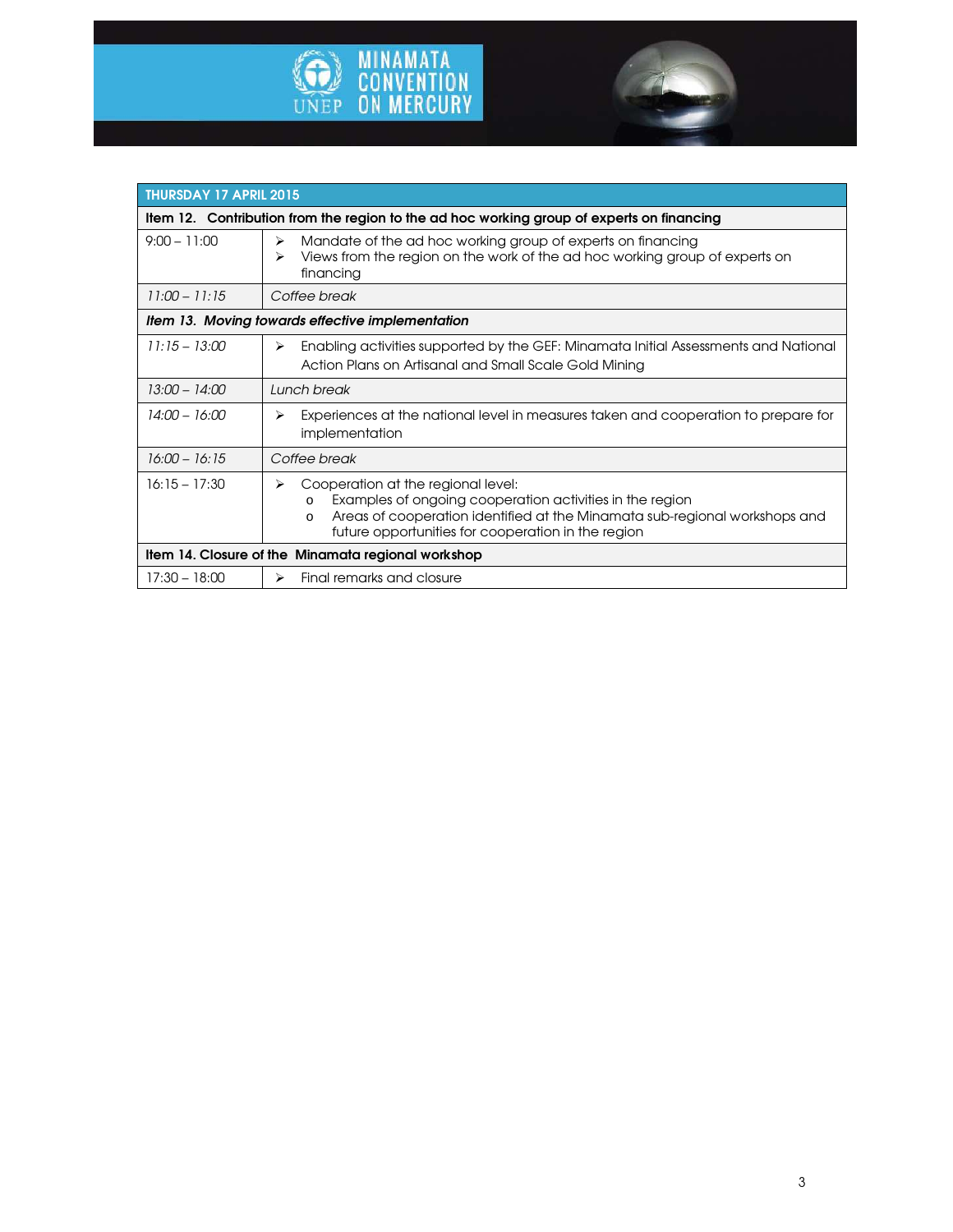| THURSDAY 17 APRIL 2015 | |
|---|---|
| **Item 12. Contribution from the region to the ad hoc working group of experts on financing** | |
| 9:00 – 11:00 | ➢ Mandate of the ad hoc working group of experts on financing<br>➢ Views from the region on the work of the ad hoc working group of experts on financing |
| *11:00 – 11:15* | *Coffee break* |
| ***Item 13. Moving towards effective implementation*** | |
| *11:15 – 13:00* | ➢ Enabling activities supported by the GEF: Minamata Initial Assessments and National Action Plans on Artisanal and Small Scale Gold Mining |
| *13:00 – 14:00* | *Lunch break* |
| *14:00 – 16:00* | ➢ Experiences at the national level in measures taken and cooperation to prepare for implementation |
| *16:00 – 16:15* | *Coffee break* |
| 16:15 – 17:30 | ➢ Cooperation at the regional level:<br>o Examples of ongoing cooperation activities in the region<br>o Areas of cooperation identified at the Minamata sub-regional workshops and future opportunities for cooperation in the region |
| **Item 14. Closure of the Minamata regional workshop** | |
| 17:30 – 18:00 | ➢ Final remarks and closure |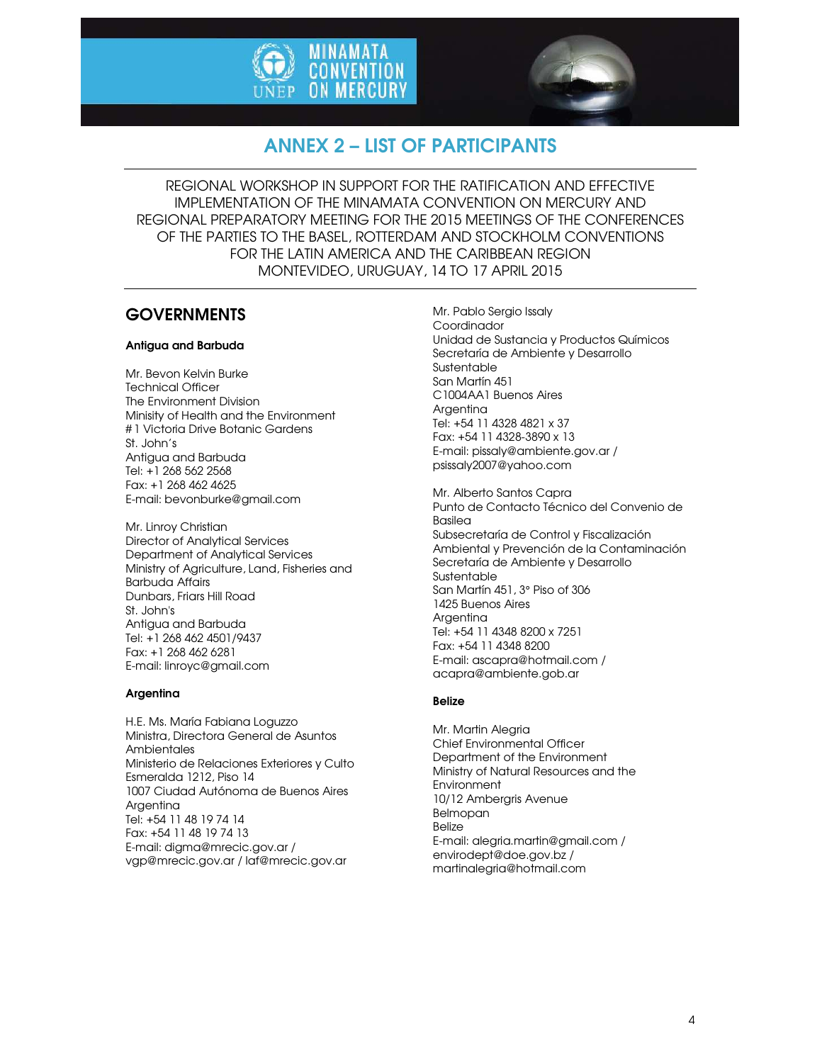# ANNEX 2 – LIST OF PARTICIPANTS

REGIONAL WORKSHOP IN SUPPORT FOR THE RATIFICATION AND EFFECTIVE IMPLEMENTATION OF THE MINAMATA CONVENTION ON MERCURY AND REGIONAL PREPARATORY MEETING FOR THE 2015 MEETINGS OF THE CONFERENCES OF THE PARTIES TO THE BASEL, ROTTERDAM AND STOCKHOLM CONVENTIONS FOR THE LATIN AMERICA AND THE CARIBBEAN REGION
MONTEVIDEO, URUGUAY, 14 TO 17 APRIL 2015

## GOVERNMENTS

### Antigua and Barbuda

Mr. Bevon Kelvin Burke
Technical Officer
The Environment Division
Minisity of Health and the Environment
# 1 Victoria Drive Botanic Gardens
St. John's
Antigua and Barbuda
Tel: +1 268 562 2568
Fax: +1 268 462 4625
E-mail: bevonburke@gmail.com

Mr. Linroy Christian
Director of Analytical Services
Department of Analytical Services
Ministry of Agriculture, Land, Fisheries and Barbuda Affairs
Dunbars, Friars Hill Road
St. John's
Antigua and Barbuda
Tel: +1 268 462 4501/9437
Fax: +1 268 462 6281
E-mail: linroyc@gmail.com

### Argentina

H.E. Ms. María Fabiana Loguzzo
Ministra, Directora General de Asuntos Ambientales
Ministerio de Relaciones Exteriores y Culto
Esmeralda 1212, Piso 14
1007 Ciudad Autónoma de Buenos Aires
Argentina
Tel: +54 11 48 19 74 14
Fax: +54 11 48 19 74 13
E-mail: digma@mrecic.gov.ar / vgp@mrecic.gov.ar / laf@mrecic.gov.ar

Mr. Pablo Sergio Issaly
Coordinador
Unidad de Sustancia y Productos Químicos
Secretaría de Ambiente y Desarrollo Sustentable
San Martín 451
C1004AA1 Buenos Aires
Argentina
Tel: +54 11 4328 4821 x 37
Fax: +54 11 4328-3890 x 13
E-mail: pissaly@ambiente.gov.ar / psissaly2007@yahoo.com

Mr. Alberto Santos Capra
Punto de Contacto Técnico del Convenio de Basilea
Subsecretaría de Control y Fiscalización Ambiental y Prevención de la Contaminación
Secretaría de Ambiente y Desarrollo Sustentable
San Martín 451, 3° Piso of 306
1425 Buenos Aires
Argentina
Tel: +54 11 4348 8200 x 7251
Fax: +54 11 4348 8200
E-mail: ascapra@hotmail.com / acapra@ambiente.gob.ar

### Belize

Mr. Martin Alegria
Chief Environmental Officer
Department of the Environment
Ministry of Natural Resources and the Environment
10/12 Ambergris Avenue
Belmopan
Belize
E-mail: alegria.martin@gmail.com / envirodept@doe.gov.bz / martinalegria@hotmail.com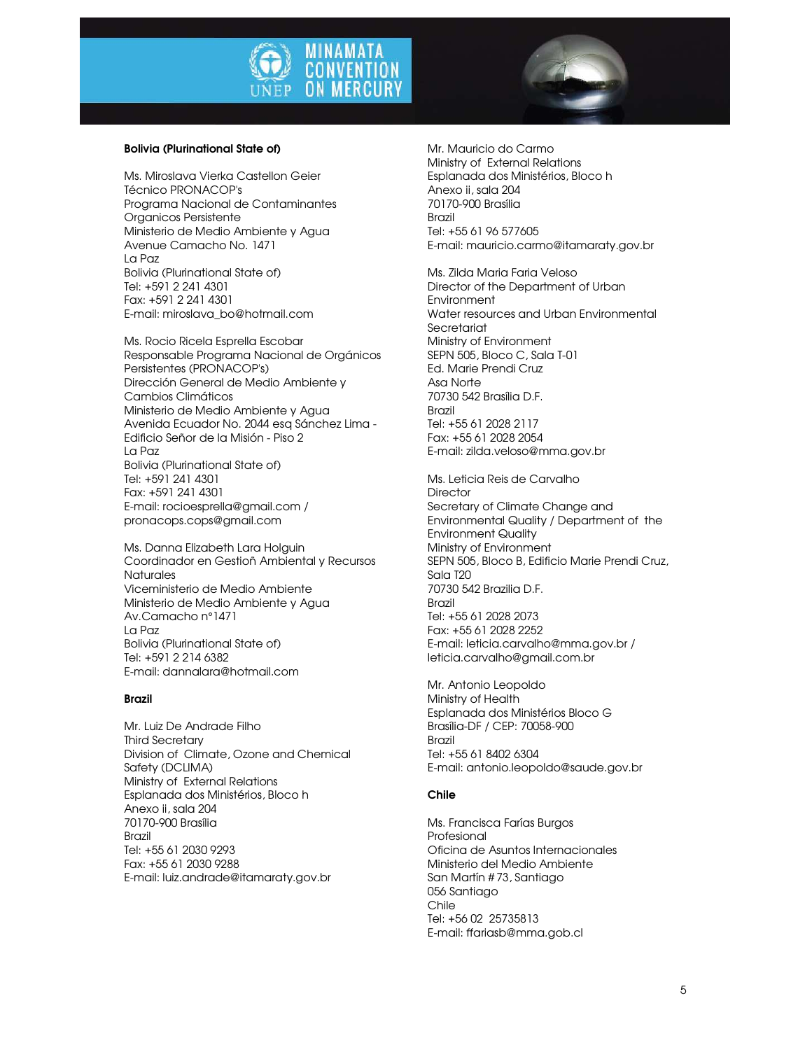**Bolivia (Plurinational State of)**

Ms. Miroslava Vierka Castellon Geier
Técnico PRONACOP's
Programa Nacional de Contaminantes Organicos Persistente
Ministerio de Medio Ambiente y Agua
Avenue Camacho No. 1471
La Paz
Bolivia (Plurinational State of)
Tel: +591 2 241 4301
Fax: +591 2 241 4301
E-mail: miroslava_bo@hotmail.com

Ms. Rocio Ricela Esprella Escobar
Responsable Programa Nacional de Orgánicos Persistentes (PRONACOP's)
Dirección General de Medio Ambiente y Cambios Climáticos
Ministerio de Medio Ambiente y Agua
Avenida Ecuador No. 2044 esq Sánchez Lima - Edificio Señor de la Misión - Piso 2
La Paz
Bolivia (Plurinational State of)
Tel: +591 241 4301
Fax: +591 241 4301
E-mail: rocioesprella@gmail.com / pronacops.cops@gmail.com

Ms. Danna Elizabeth Lara Holguin
Coordinador en Gestioñ Ambiental y Recursos Naturales
Viceministerio de Medio Ambiente
Ministerio de Medio Ambiente y Agua
Av.Camacho n°1471
La Paz
Bolivia (Plurinational State of)
Tel: +591 2 214 6382
E-mail: dannalara@hotmail.com

**Brazil**

Mr. Luiz De Andrade Filho
Third Secretary
Division of Climate, Ozone and Chemical Safety (DCLIMA)
Ministry of External Relations
Esplanada dos Ministérios, Bloco h
Anexo ii, sala 204
70170-900 Brasília
Brazil
Tel: +55 61 2030 9293
Fax: +55 61 2030 9288
E-mail: luiz.andrade@itamaraty.gov.br

Mr. Mauricio do Carmo
Ministry of External Relations
Esplanada dos Ministérios, Bloco h
Anexo ii, sala 204
70170-900 Brasília
Brazil
Tel: +55 61 96 577605
E-mail: mauricio.carmo@itamaraty.gov.br

Ms. Zilda Maria Faria Veloso
Director of the Department of Urban Environment
Water resources and Urban Environmental Secretariat
Ministry of Environment
SEPN 505, Bloco C, Sala T-01
Ed. Marie Prendi Cruz
Asa Norte
70730 542 Brasília D.F.
Brazil
Tel: +55 61 2028 2117
Fax: +55 61 2028 2054
E-mail: zilda.veloso@mma.gov.br

Ms. Leticia Reis de Carvalho
Director
Secretary of Climate Change and Environmental Quality / Department of the Environment Quality
Ministry of Environment
SEPN 505, Bloco B, Edificio Marie Prendi Cruz, Sala T20
70730 542 Brazilia D.F.
Brazil
Tel: +55 61 2028 2073
Fax: +55 61 2028 2252
E-mail: leticia.carvalho@mma.gov.br / leticia.carvalho@gmail.com.br

Mr. Antonio Leopoldo
Ministry of Health
Esplanada dos Ministérios Bloco G
Brasília-DF / CEP: 70058-900
Brazil
Tel: +55 61 8402 6304
E-mail: antonio.leopoldo@saude.gov.br

**Chile**

Ms. Francisca Farías Burgos
Profesional
Oficina de Asuntos Internacionales
Ministerio del Medio Ambiente
San Martín # 73, Santiago
056 Santiago
Chile
Tel: +56 02 25735813
E-mail: ffariasb@mma.gob.cl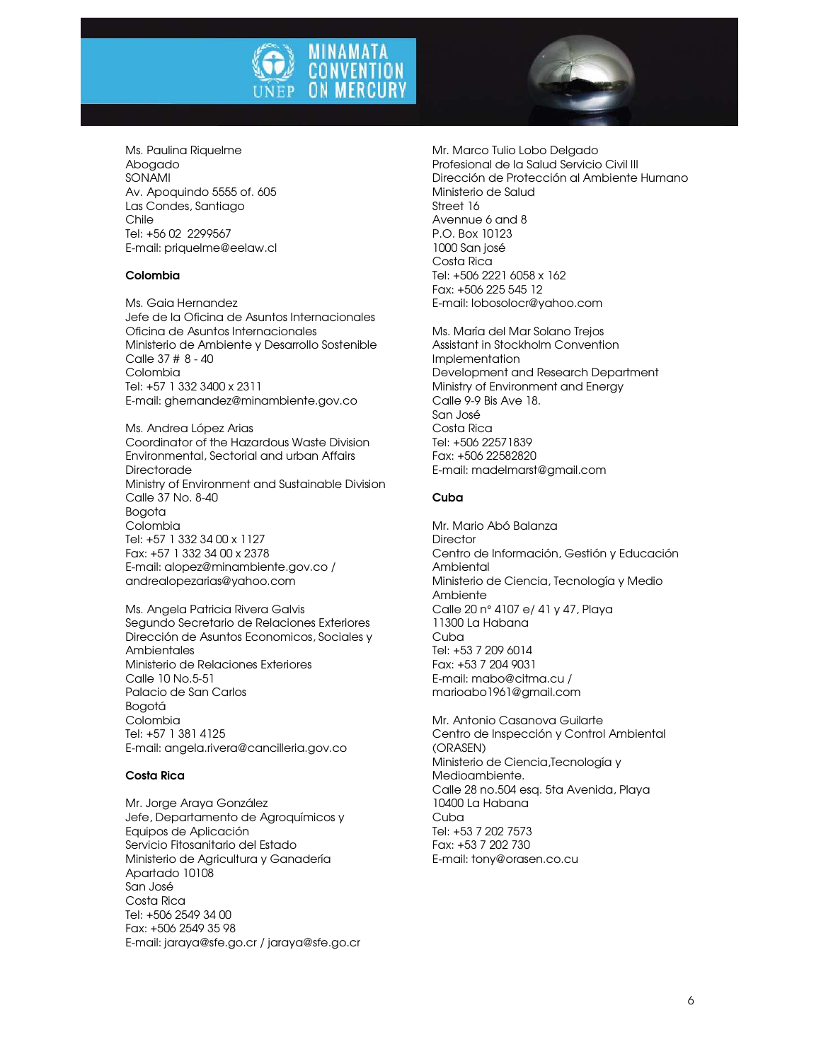Ms. Paulina Riquelme
Abogado
SONAMI
Av. Apoquindo 5555 of. 605
Las Condes, Santiago
Chile
Tel: +56 02 2299567
E-mail: priquelme@eelaw.cl

**Colombia**

Ms. Gaia Hernandez
Jefe de la Oficina de Asuntos Internacionales
Oficina de Asuntos Internacionales
Ministerio de Ambiente y Desarrollo Sostenible
Calle 37 # 8 - 40
Colombia
Tel: +57 1 332 3400 x 2311
E-mail: ghernandez@minambiente.gov.co

Ms. Andrea López Arias
Coordinator of the Hazardous Waste Division
Environmental, Sectorial and urban Affairs Directorade
Ministry of Environment and Sustainable Division
Calle 37 No. 8-40
Bogota
Colombia
Tel: +57 1 332 34 00 x 1127
Fax: +57 1 332 34 00 x 2378
E-mail: alopez@minambiente.gov.co / andrealopezarias@yahoo.com

Ms. Angela Patricia Rivera Galvis
Segundo Secretario de Relaciones Exteriores
Dirección de Asuntos Economicos, Sociales y Ambientales
Ministerio de Relaciones Exteriores
Calle 10 No.5-51
Palacio de San Carlos
Bogotá
Colombia
Tel: +57 1 381 4125
E-mail: angela.rivera@cancilleria.gov.co

**Costa Rica**

Mr. Jorge Araya González
Jefe, Departamento de Agroquímicos y Equipos de Aplicación
Servicio Fitosanitario del Estado
Ministerio de Agricultura y Ganadería
Apartado 10108
San José
Costa Rica
Tel: +506 2549 34 00
Fax: +506 2549 35 98
E-mail: jaraya@sfe.go.cr / jaraya@sfe.go.cr

Mr. Marco Tulio Lobo Delgado
Profesional de la Salud Servicio Civil III
Dirección de Protección al Ambiente Humano
Ministerio de Salud
Street 16
Avennue 6 and 8
P.O. Box 10123
1000 San josé
Costa Rica
Tel: +506 2221 6058 x 162
Fax: +506 225 545 12
E-mail: lobosolocr@yahoo.com

Ms. María del Mar Solano Trejos
Assistant in Stockholm Convention Implementation
Development and Research Department
Ministry of Environment and Energy
Calle 9-9 Bis Ave 18.
San José
Costa Rica
Tel: +506 22571839
Fax: +506 22582820
E-mail: madelmarst@gmail.com

**Cuba**

Mr. Mario Abó Balanza
Director
Centro de Información, Gestión y Educación Ambiental
Ministerio de Ciencia, Tecnología y Medio Ambiente
Calle 20 n° 4107 e/ 41 y 47, Playa
11300 La Habana
Cuba
Tel: +53 7 209 6014
Fax: +53 7 204 9031
E-mail: mabo@citma.cu / marioabo1961@gmail.com

Mr. Antonio Casanova Guilarte
Centro de Inspección y Control Ambiental (ORASEN)
Ministerio de Ciencia,Tecnología y Medioambiente.
Calle 28 no.504 esq. 5ta Avenida, Playa
10400 La Habana
Cuba
Tel: +53 7 202 7573
Fax: +53 7 202 730
E-mail: tony@orasen.co.cu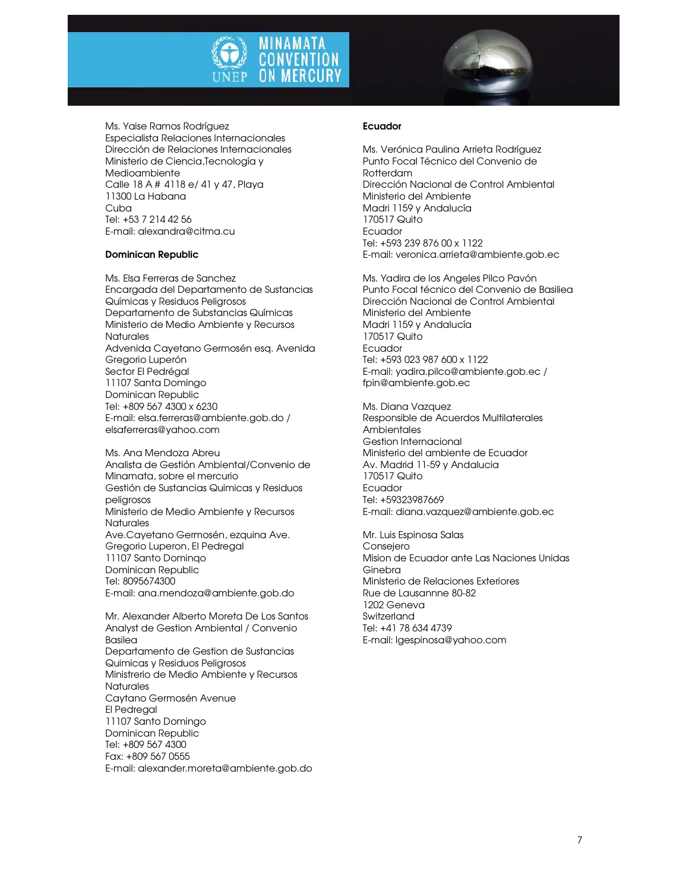Ms. Yaise Ramos Rodríguez
Especialista Relaciones Internacionales
Dirección de Relaciones Internacionales
Ministerio de Ciencia,Tecnología y Medioambiente
Calle 18 A # 4118 e/ 41 y 47, Playa
11300 La Habana
Cuba
Tel: +53 7 214 42 56
E-mail: alexandra@citma.cu

**Dominican Republic**

Ms. Elsa Ferreras de Sanchez
Encargada del Departamento de Sustancias Químicas y Residuos Peligrosos
Departamento de Substancias Químicas
Ministerio de Medio Ambiente y Recursos Naturales
Advenida Cayetano Germosén esq. Avenida Gregorio Luperón
Sector El Pedrégal
11107 Santa Domingo
Dominican Republic
Tel: +809 567 4300 x 6230
E-mail: elsa.ferreras@ambiente.gob.do / elsaferreras@yahoo.com

Ms. Ana Mendoza Abreu
Analista de Gestión Ambiental/Convenio de Minamata, sobre el mercurio
Gestión de Sustancias Quimicas y Residuos peligrosos
Ministerio de Medio Ambiente y Recursos Naturales
Ave.Cayetano Germosén, ezquina Ave. Gregorio Luperon, El Pedregal
11107 Santo Dominqo
Dominican Republic
Tel: 8095674300
E-mail: ana.mendoza@ambiente.gob.do

Mr. Alexander Alberto Moreta De Los Santos
Analyst de Gestion Ambiental / Convenio Basilea
Departamento de Gestion de Sustancias Quimicas y Residuos Peligrosos
Ministrerio de Medio Ambiente y Recursos Naturales
Caytano Germosén Avenue
El Pedregal
11107 Santo Domingo
Dominican Republic
Tel: +809 567 4300
Fax: +809 567 0555
E-mail: alexander.moreta@ambiente.gob.do

**Ecuador**

Ms. Verónica Paulina Arrieta Rodríguez
Punto Focal Técnico del Convenio de Rotterdam
Dirección Nacional de Control Ambiental
Ministerio del Ambiente
Madri 1159 y Andalucía
170517 Quito
Ecuador
Tel: +593 239 876 00 x 1122
E-mail: veronica.arrieta@ambiente.gob.ec

Ms. Yadira de los Angeles Pilco Pavón
Punto Focal técnico del Convenio de Basiliea
Dirección Nacional de Control Ambiental
Ministerio del Ambiente
Madri 1159 y Andalucía
170517 Quito
Ecuador
Tel: +593 023 987 600 x 1122
E-mail: yadira.pilco@ambiente.gob.ec / fpin@ambiente.gob.ec

Ms. Diana Vazquez
Responsible de Acuerdos Multilaterales Ambientales
Gestion Internacional
Ministerio del ambiente de Ecuador
Av. Madrid 11-59 y Andalucia
170517 Quito
Ecuador
Tel: +59323987669
E-mail: diana.vazquez@ambiente.gob.ec

Mr. Luis Espinosa Salas
Consejero
Mision de Ecuador ante Las Naciones Unidas Ginebra
Ministerio de Relaciones Exteriores
Rue de Lausannne 80-82
1202 Geneva
Switzerland
Tel: +41 78 634 4739
E-mail: lgespinosa@yahoo.com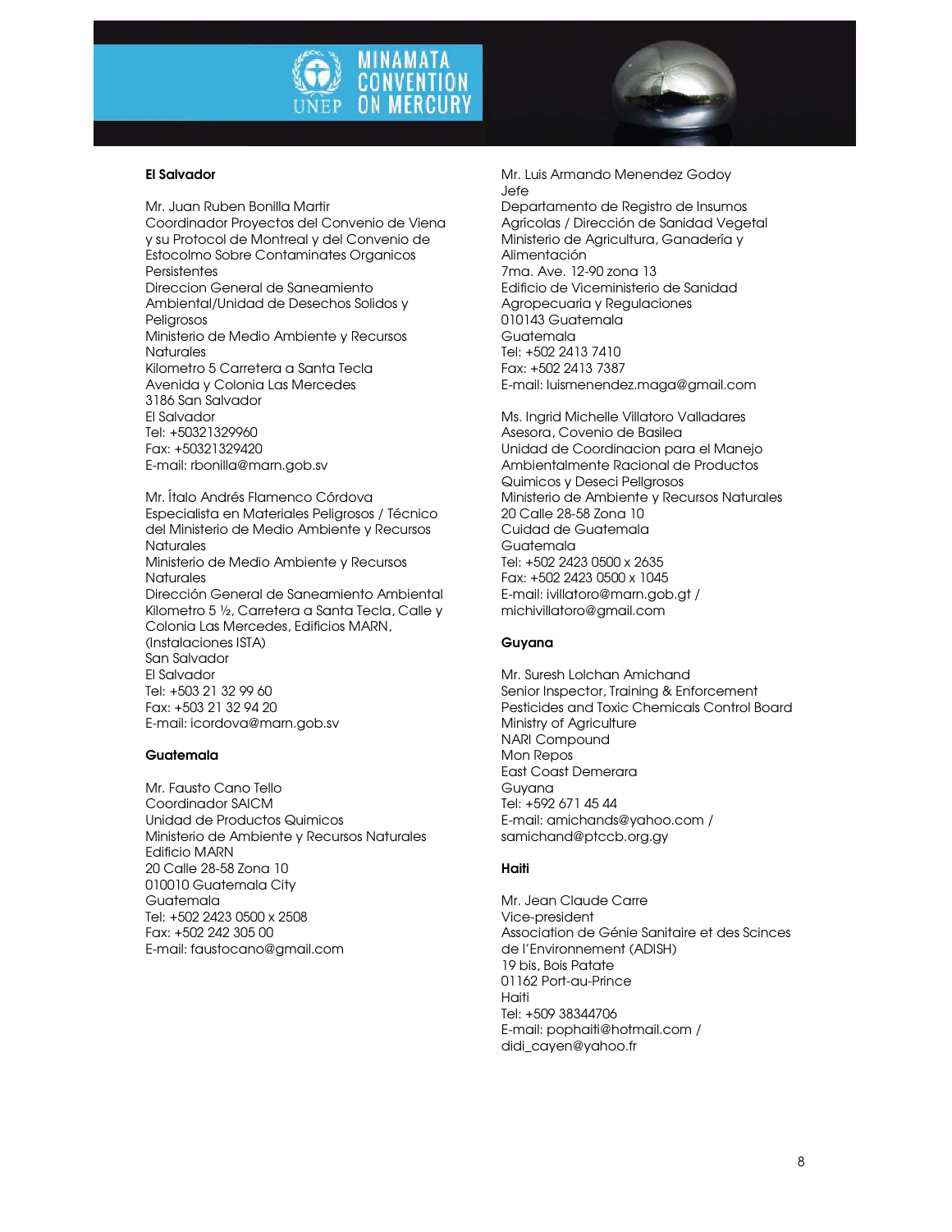**El Salvador**

Mr. Juan Ruben Bonilla Martir
Coordinador Proyectos del Convenio de Viena y su Protocol de Montreal y del Convenio de Estocolmo Sobre Contaminates Organicos Persistentes
Direccion General de Saneamiento Ambiental/Unidad de Desechos Solidos y Peligrosos
Ministerio de Medio Ambiente y Recursos Naturales
Kilometro 5 Carretera a Santa Tecla
Avenida y Colonia Las Mercedes
3186 San Salvador
El Salvador
Tel: +50321329960
Fax: +50321329420
E-mail: rbonilla@marn.gob.sv

Mr. Ítalo Andrés Flamenco Córdova
Especialista en Materiales Peligrosos / Técnico del Ministerio de Medio Ambiente y Recursos Naturales
Ministerio de Medio Ambiente y Recursos Naturales
Dirección General de Saneamiento Ambiental
Kilometro 5 ½, Carretera a Santa Tecla, Calle y Colonia Las Mercedes, Edificios MARN, (Instalaciones ISTA)
San Salvador
El Salvador
Tel: +503 21 32 99 60
Fax: +503 21 32 94 20
E-mail: icordova@marn.gob.sv

**Guatemala**

Mr. Fausto Cano Tello
Coordinador SAICM
Unidad de Productos Quimicos
Ministerio de Ambiente y Recursos Naturales
Edificio MARN
20 Calle 28-58 Zona 10
010010 Guatemala City
Guatemala
Tel: +502 2423 0500 x 2508
Fax: +502 242 305 00
E-mail: faustocano@gmail.com

Mr. Luis Armando Menendez Godoy
Jefe
Departamento de Registro de Insumos Agrícolas / Dirección de Sanidad Vegetal
Ministerio de Agricultura, Ganadería y Alimentación
7ma. Ave. 12-90 zona 13
Edificio de Viceministerio de Sanidad Agropecuaria y Regulaciones
010143 Guatemala
Guatemala
Tel: +502 2413 7410
Fax: +502 2413 7387
E-mail: luismenendez.maga@gmail.com

Ms. Ingrid Michelle Villatoro Valladares
Asesora, Covenio de Basilea
Unidad de Coordinacion para el Manejo Ambientalmente Racional de Productos Quimicos y Deseci Pellgrosos
Ministerio de Ambiente y Recursos Naturales
20 Calle 28-58 Zona 10
Cuidad de Guatemala
Guatemala
Tel: +502 2423 0500 x 2635
Fax: +502 2423 0500 x 1045
E-mail: ivillatoro@marn.gob.gt / michivillatoro@gmail.com

**Guyana**

Mr. Suresh Lolchan Amichand
Senior Inspector, Training & Enforcement
Pesticides and Toxic Chemicals Control Board
Ministry of Agriculture
NARI Compound
Mon Repos
East Coast Demerara
Guyana
Tel: +592 671 45 44
E-mail: amichands@yahoo.com / samichand@ptccb.org.gy

**Haiti**

Mr. Jean Claude Carre
Vice-president
Association de Génie Sanitaire et des Scinces de l'Environnement (ADISH)
19 bis, Bois Patate
01162 Port-au-Prince
Haiti
Tel: +509 38344706
E-mail: pophaiti@hotmail.com / didi_cayen@yahoo.fr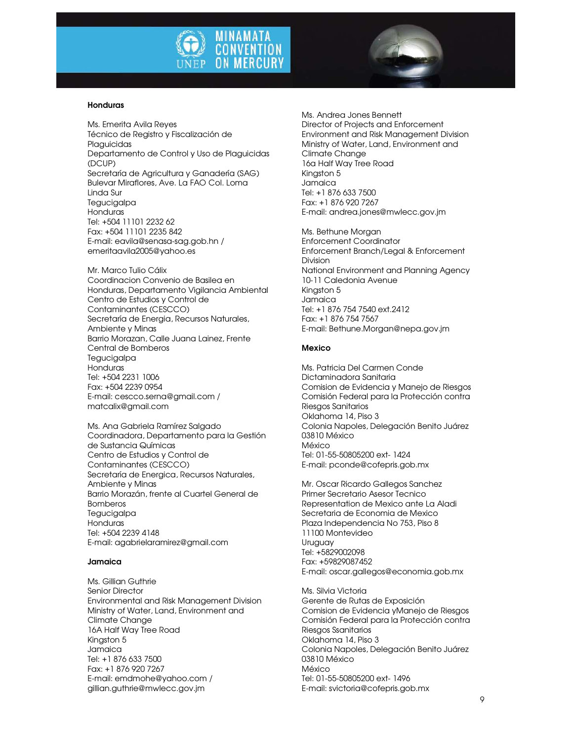**Honduras**

Ms. Emerita Avila Reyes
Técnico de Registro y Fiscalización de Plaguicidas
Departamento de Control y Uso de Plaguicidas (DCUP)
Secretaría de Agricultura y Ganadería (SAG)
Bulevar Miraflores, Ave. La FAO Col. Loma Linda Sur
Tegucigalpa
Honduras
Tel: +504 11101 2232 62
Fax: +504 11101 2235 842
E-mail: eavila@senasa-sag.gob.hn / emeritaavila2005@yahoo.es

Mr. Marco Tulio Cálix
Coordinacion Convenio de Basilea en Honduras, Departamento Vigilancia Ambiental
Centro de Estudios y Control de Contaminantes (CESCCO)
Secretaría de Energia, Recursos Naturales, Ambiente y Minas
Barrio Morazan, Calle Juana Lainez, Frente Central de Bomberos
Tegucigalpa
Honduras
Tel: +504 2231 1006
Fax: +504 2239 0954
E-mail: cescco.serna@gmail.com / matcalix@gmail.com

Ms. Ana Gabriela Ramírez Salgado
Coordinadora, Departamento para la Gestión de Sustancia Químicas
Centro de Estudios y Control de Contaminantes (CESCCO)
Secretaría de Energica, Recursos Naturales, Ambiente y Minas
Barrio Morazán, frente al Cuartel General de Bomberos
Tegucigalpa
Honduras
Tel: +504 2239 4148
E-mail: agabrielaramirez@gmail.com

**Jamaica**

Ms. Gillian Guthrie
Senior Director
Environmental and Risk Management Division
Ministry of Water, Land, Environment and Climate Change
16A Half Way Tree Road
Kingston 5
Jamaica
Tel: +1 876 633 7500
Fax: +1 876 920 7267
E-mail: emdmohe@yahoo.com / gillian.guthrie@mwlecc.gov.jm

Ms. Andrea Jones Bennett
Director of Projects and Enforcement
Environment and Risk Management Division
Ministry of Water, Land, Environment and Climate Change
16a Half Way Tree Road
Kingston 5
Jamaica
Tel: +1 876 633 7500
Fax: +1 876 920 7267
E-mail: andrea.jones@mwlecc.gov.jm

Ms. Bethune Morgan
Enforcement Coordinator
Enforcement Branch/Legal & Enforcement Division
National Environment and Planning Agency
10-11 Caledonia Avenue
Kingston 5
Jamaica
Tel: +1 876 754 7540 ext.2412
Fax: +1 876 754 7567
E-mail: Bethune.Morgan@nepa.gov.jm

**Mexico**

Ms. Patricia Del Carmen Conde
Dictaminadora Sanitaria
Comision de Evidencia y Manejo de Riesgos
Comisión Federal para la Protección contra Riesgos Sanitarios
Oklahoma 14, Piso 3
Colonia Napoles, Delegación Benito Juárez
03810 México
México
Tel: 01-55-50805200 ext- 1424
E-mail: pconde@cofepris.gob.mx

Mr. Oscar Ricardo Gallegos Sanchez
Primer Secretario Asesor Tecnico
Representation de Mexico ante La Aladi
Secretaria de Economia de Mexico
Plaza Independencia No 753, Piso 8
11100 Montevideo
Uruguay
Tel: +5829002098
Fax: +59829087452
E-mail: oscar.gallegos@economia.gob.mx

Ms. Silvia Victoria
Gerente de Rutas de Exposición
Comision de Evidencia yManejo de Riesgos
Comisión Federal para la Protección contra Riesgos Ssanitarios
Oklahoma 14, Piso 3
Colonia Napoles, Delegación Benito Juárez
03810 México
México
Tel: 01-55-50805200 ext- 1496
E-mail: svictoria@cofepris.gob.mx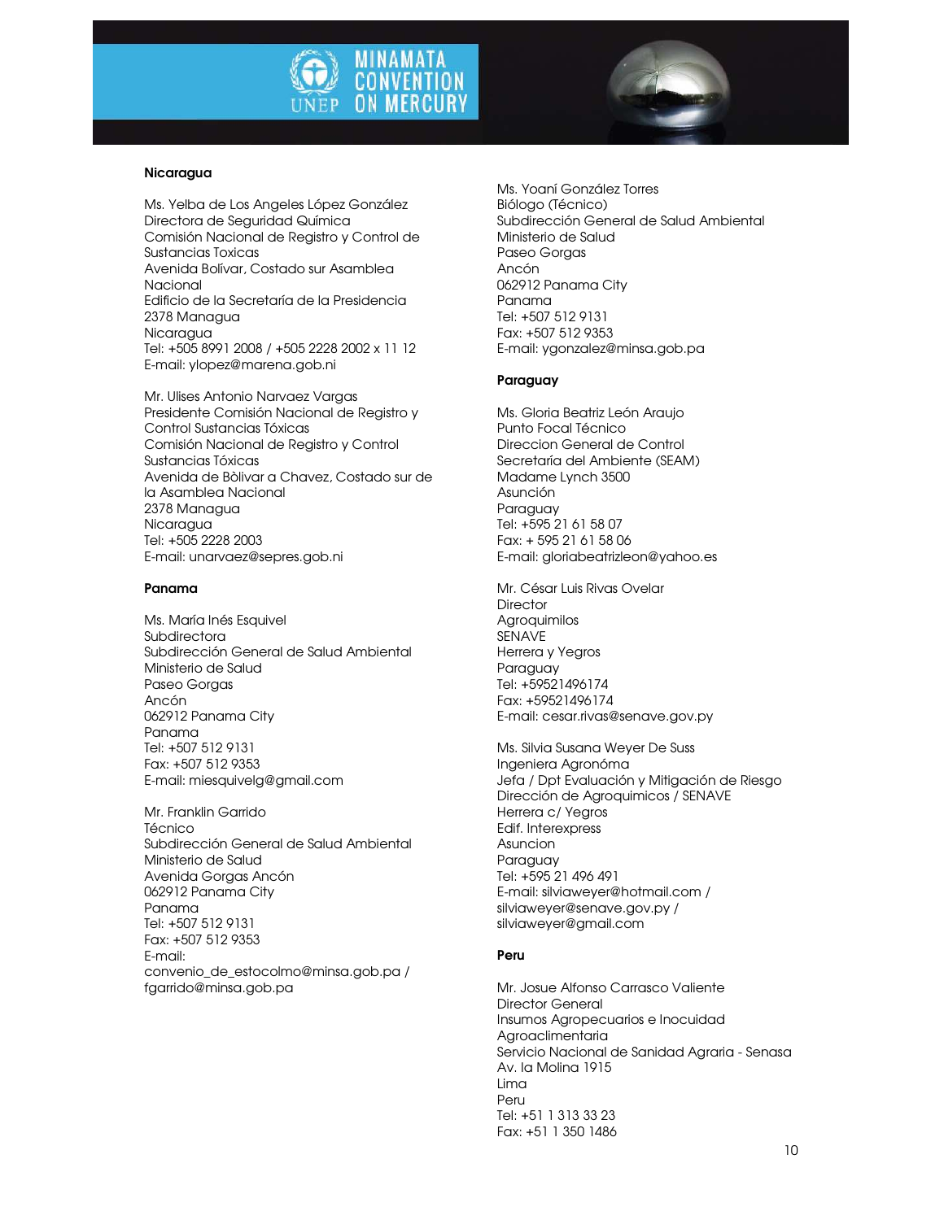**Nicaragua**

Ms. Yelba de Los Angeles López González
Directora de Seguridad Química
Comisión Nacional de Registro y Control de Sustancias Toxicas
Avenida Bolívar, Costado sur Asamblea Nacional
Edificio de la Secretaría de la Presidencia
2378 Managua
Nicaragua
Tel: +505 8991 2008 / +505 2228 2002 x 11 12
E-mail: ylopez@marena.gob.ni

Mr. Ulises Antonio Narvaez Vargas
Presidente Comisión Nacional de Registro y Control Sustancias Tóxicas
Comisión Nacional de Registro y Control Sustancias Tóxicas
Avenida de Bòlivar a Chavez, Costado sur de la Asamblea Nacional
2378 Managua
Nicaragua
Tel: +505 2228 2003
E-mail: unarvaez@sepres.gob.ni

**Panama**

Ms. María Inés Esquivel
Subdirectora
Subdirección General de Salud Ambiental
Ministerio de Salud
Paseo Gorgas
Ancón
062912 Panama City
Panama
Tel: +507 512 9131
Fax: +507 512 9353
E-mail: miesquivelg@gmail.com

Mr. Franklin Garrido
Técnico
Subdirección General de Salud Ambiental
Ministerio de Salud
Avenida Gorgas Ancón
062912 Panama City
Panama
Tel: +507 512 9131
Fax: +507 512 9353
E-mail:
convenio_de_estocolmo@minsa.gob.pa / fgarrido@minsa.gob.pa

Ms. Yoaní González Torres
Biólogo (Técnico)
Subdirección General de Salud Ambiental
Ministerio de Salud
Paseo Gorgas
Ancón
062912 Panama City
Panama
Tel: +507 512 9131
Fax: +507 512 9353
E-mail: ygonzalez@minsa.gob.pa

**Paraguay**

Ms. Gloria Beatriz León Araujo
Punto Focal Técnico
Direccion General de Control
Secretaría del Ambiente (SEAM)
Madame Lynch 3500
Asunción
Paraguay
Tel: +595 21 61 58 07
Fax: + 595 21 61 58 06
E-mail: gloriabeatrizleon@yahoo.es

Mr. César Luis Rivas Ovelar
Director
Agroquimilos
SENAVE
Herrera y Yegros
Paraguay
Tel: +59521496174
Fax: +59521496174
E-mail: cesar.rivas@senave.gov.py

Ms. Silvia Susana Weyer De Suss
Ingeniera Agronóma
Jefa / Dpt Evaluación y Mitigación de Riesgo
Dirección de Agroquimicos / SENAVE
Herrera c/ Yegros
Edif. Interexpress
Asuncion
Paraguay
Tel: +595 21 496 491
E-mail: silviaweyer@hotmail.com / silviaweyer@senave.gov.py / silviaweyer@gmail.com

**Peru**

Mr. Josue Alfonso Carrasco Valiente
Director General
Insumos Agropecuarios e Inocuidad Agroaclimentaria
Servicio Nacional de Sanidad Agraria - Senasa
Av. la Molina 1915
Lima
Peru
Tel: +51 1 313 33 23
Fax: +51 1 350 1486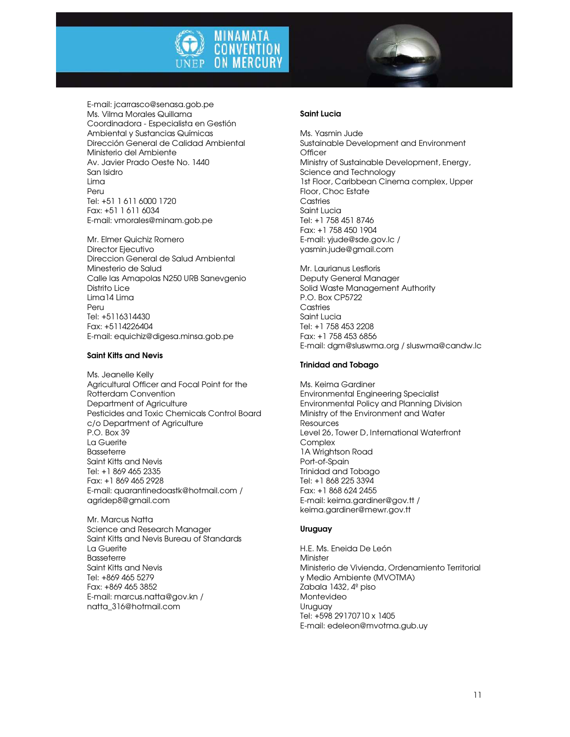E-mail: jcarrasco@senasa.gob.pe
Ms. Vilma Morales Quillama
Coordinadora - Especialista en Gestión Ambiental y Sustancias Químicas
Dirección General de Calidad Ambiental
Ministerio del Ambiente
Av. Javier Prado Oeste No. 1440
San Isidro
Lima
Peru
Tel: +51 1 611 6000 1720
Fax: +51 1 611 6034
E-mail: vmorales@minam.gob.pe

Mr. Elmer Quichiz Romero
Director Ejecutivo
Direccion General de Salud Ambiental
Minesterio de Salud
Calle las Amapolas N250 URB Sanevgenio
Distrito Lice
Lima14 Lima
Peru
Tel: +5116314430
Fax: +5114226404
E-mail: equichiz@digesa.minsa.gob.pe

**Saint Kitts and Nevis**

Ms. Jeanelle Kelly
Agricultural Officer and Focal Point for the Rotterdam Convention
Department of Agriculture
Pesticides and Toxic Chemicals Control Board
c/o Department of Agriculture
P.O. Box 39
La Guerite
Basseterre
Saint Kitts and Nevis
Tel: +1 869 465 2335
Fax: +1 869 465 2928
E-mail: quarantinedoastk@hotmail.com / agridep8@gmail.com

Mr. Marcus Natta
Science and Research Manager
Saint Kitts and Nevis Bureau of Standards
La Guerite
Basseterre
Saint Kitts and Nevis
Tel: +869 465 5279
Fax: +869 465 3852
E-mail: marcus.natta@gov.kn / natta_316@hotmail.com

**Saint Lucia**

Ms. Yasmin Jude
Sustainable Development and Environment Officer
Ministry of Sustainable Development, Energy, Science and Technology
1st Floor, Caribbean Cinema complex, Upper Floor, Choc Estate
Castries
Saint Lucia
Tel: +1 758 451 8746
Fax: +1 758 450 1904
E-mail: yjude@sde.gov.lc / yasmin.jude@gmail.com

Mr. Laurianus Lesfloris
Deputy General Manager
Solid Waste Management Authority
P.O. Box CP5722
Castries
Saint Lucia
Tel: +1 758 453 2208
Fax: +1 758 453 6856
E-mail: dgm@sluswma.org / sluswma@candw.lc

**Trinidad and Tobago**

Ms. Keima Gardiner
Environmental Engineering Specialist
Environmental Policy and Planning Division
Ministry of the Environment and Water Resources
Level 26, Tower D, International Waterfront Complex
1A Wrightson Road
Port-of-Spain
Trinidad and Tobago
Tel: +1 868 225 3394
Fax: +1 868 624 2455
E-mail: keima.gardiner@gov.tt / keima.gardiner@mewr.gov.tt

**Uruguay**

H.E. Ms. Eneida De León
Minister
Ministerio de Vivienda, Ordenamiento Territorial y Medio Ambiente (MVOTMA)
Zabala 1432, 4º piso
Montevideo
Uruguay
Tel: +598 29170710 x 1405
E-mail: edeleon@mvotma.gub.uy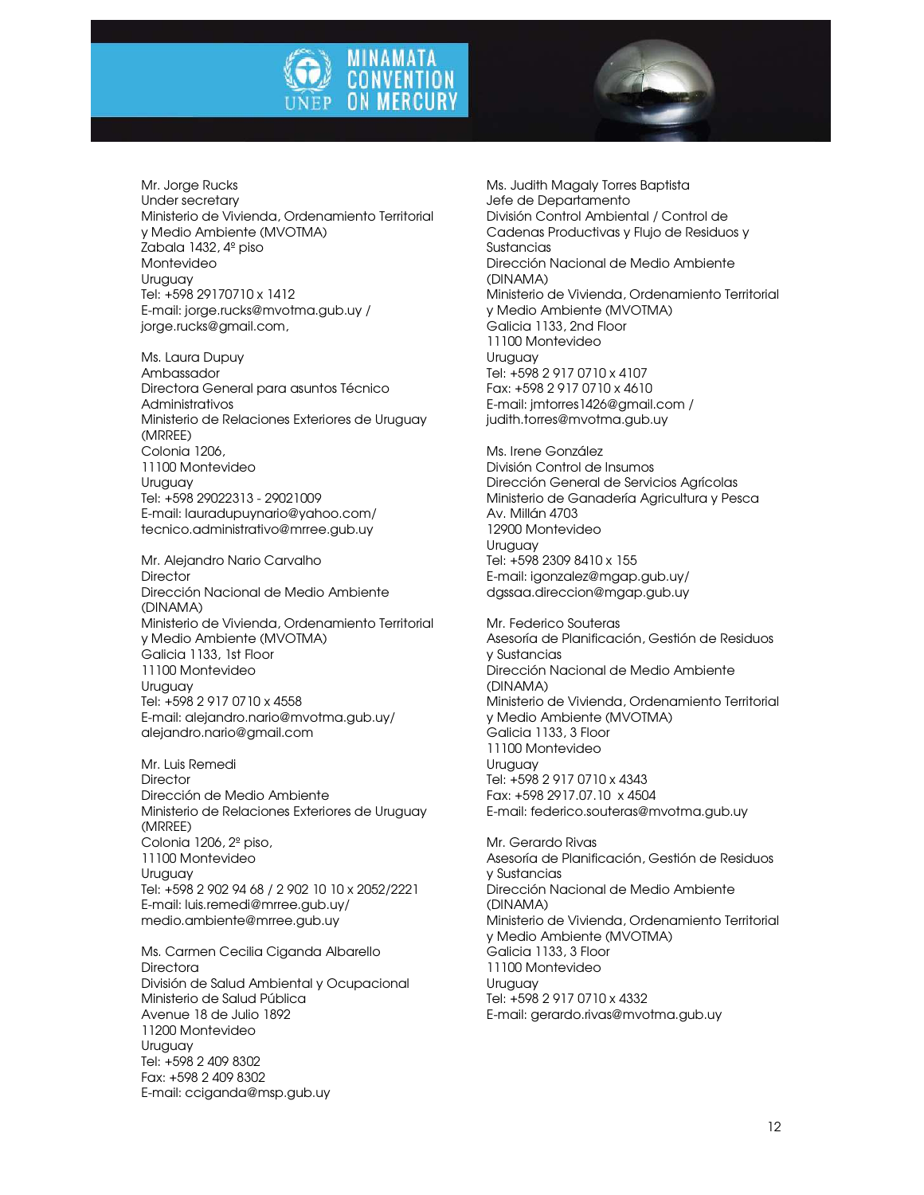Mr. Jorge Rucks
Under secretary
Ministerio de Vivienda, Ordenamiento Territorial y Medio Ambiente (MVOTMA)
Zabala 1432, 4º piso
Montevideo
Uruguay
Tel: +598 29170710 x 1412
E-mail: jorge.rucks@mvotma.gub.uy / jorge.rucks@gmail.com,

Ms. Laura Dupuy
Ambassador
Directora General para asuntos Técnico Administrativos
Ministerio de Relaciones Exteriores de Uruguay (MRREE)
Colonia 1206,
11100 Montevideo
Uruguay
Tel: +598 29022313 - 29021009
E-mail: lauradupuynario@yahoo.com/ tecnico.administrativo@mrree.gub.uy

Mr. Alejandro Nario Carvalho
Director
Dirección Nacional de Medio Ambiente (DINAMA)
Ministerio de Vivienda, Ordenamiento Territorial y Medio Ambiente (MVOTMA)
Galicia 1133, 1st Floor
11100 Montevideo
Uruguay
Tel: +598 2 917 0710 x 4558
E-mail: alejandro.nario@mvotma.gub.uy/ alejandro.nario@gmail.com

Mr. Luis Remedi
Director
Dirección de Medio Ambiente
Ministerio de Relaciones Exteriores de Uruguay (MRREE)
Colonia 1206, 2º piso,
11100 Montevideo
Uruguay
Tel: +598 2 902 94 68 / 2 902 10 10 x 2052/2221
E-mail: luis.remedi@mrree.gub.uy/ medio.ambiente@mrree.gub.uy

Ms. Carmen Cecilia Ciganda Albarello
Directora
División de Salud Ambiental y Ocupacional
Ministerio de Salud Pública
Avenue 18 de Julio 1892
11200 Montevideo
Uruguay
Tel: +598 2 409 8302
Fax: +598 2 409 8302
E-mail: cciganda@msp.gub.uy

Ms. Judith Magaly Torres Baptista
Jefe de Departamento
División Control Ambiental / Control de Cadenas Productivas y Flujo de Residuos y Sustancias
Dirección Nacional de Medio Ambiente (DINAMA)
Ministerio de Vivienda, Ordenamiento Territorial y Medio Ambiente (MVOTMA)
Galicia 1133, 2nd Floor
11100 Montevideo
Uruguay
Tel: +598 2 917 0710 x 4107
Fax: +598 2 917 0710 x 4610
E-mail: jmtorres1426@gmail.com / judith.torres@mvotma.gub.uy

Ms. Irene González
División Control de Insumos
Dirección General de Servicios Agrícolas
Ministerio de Ganadería Agricultura y Pesca
Av. Millán 4703
12900 Montevideo
Uruguay
Tel: +598 2309 8410 x 155
E-mail: igonzalez@mgap.gub.uy/ dgssaa.direccion@mgap.gub.uy

Mr. Federico Souteras
Asesoría de Planificación, Gestión de Residuos y Sustancias
Dirección Nacional de Medio Ambiente (DINAMA)
Ministerio de Vivienda, Ordenamiento Territorial y Medio Ambiente (MVOTMA)
Galicia 1133, 3 Floor
11100 Montevideo
Uruguay
Tel: +598 2 917 0710 x 4343
Fax: +598 2917.07.10 x 4504
E-mail: federico.souteras@mvotma.gub.uy

Mr. Gerardo Rivas
Asesoría de Planificación, Gestión de Residuos y Sustancias
Dirección Nacional de Medio Ambiente (DINAMA)
Ministerio de Vivienda, Ordenamiento Territorial y Medio Ambiente (MVOTMA)
Galicia 1133, 3 Floor
11100 Montevideo
Uruguay
Tel: +598 2 917 0710 x 4332
E-mail: gerardo.rivas@mvotma.gub.uy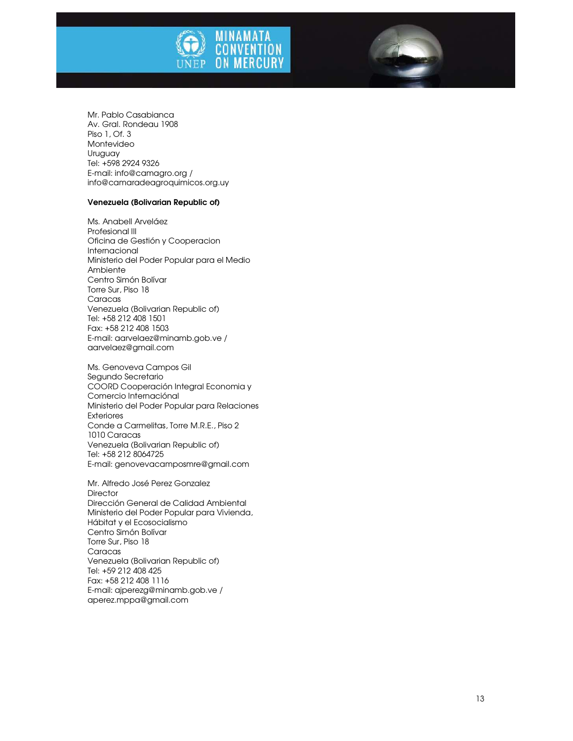Mr. Pablo Casabianca
Av. Gral. Rondeau 1908
Piso 1, Of. 3
Montevideo
Uruguay
Tel: +598 2924 9326
E-mail: info@camagro.org /
info@camaradeagroquimicos.org.uy

**Venezuela (Bolivarian Republic of)**

Ms. Anabell Arveláez
Profesional III
Oficina de Gestión y Cooperacion Internacional
Ministerio del Poder Popular para el Medio Ambiente
Centro Simón Bolívar
Torre Sur, Piso 18
Caracas
Venezuela (Bolivarian Republic of)
Tel: +58 212 408 1501
Fax: +58 212 408 1503
E-mail: aarvelaez@minamb.gob.ve /
aarvelaez@gmail.com

Ms. Genoveva Campos Gil
Segundo Secretario
COORD Cooperación Integral Economia y Comercio Internaciónal
Ministerio del Poder Popular para Relaciones Exteriores
Conde a Carmelitas, Torre M.R.E., Piso 2
1010 Caracas
Venezuela (Bolivarian Republic of)
Tel: +58 212 8064725
E-mail: genovevacamposmre@gmail.com

Mr. Alfredo José Perez Gonzalez
Director
Dirección General de Calidad Ambiental
Ministerio del Poder Popular para Vivienda, Hábitat y el Ecosocialismo
Centro Simón Bolívar
Torre Sur, Piso 18
Caracas
Venezuela (Bolivarian Republic of)
Tel: +59 212 408 425
Fax: +58 212 408 1116
E-mail: ajperezg@minamb.gob.ve /
aperez.mppa@gmail.com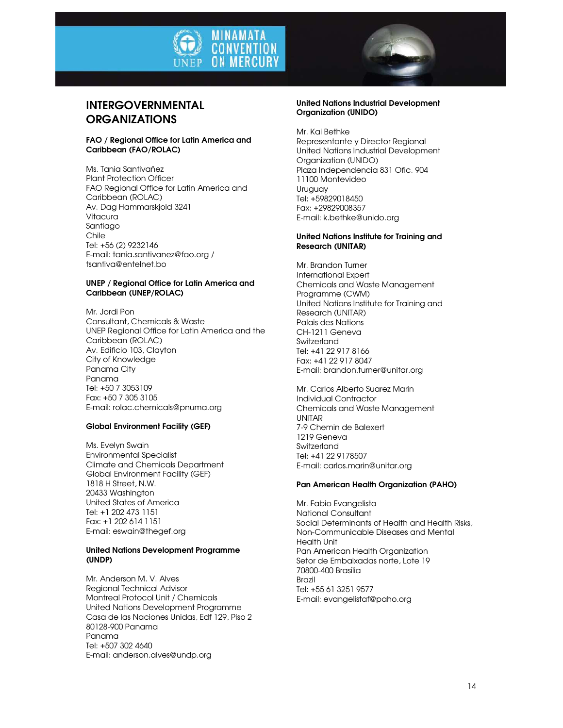# INTERGOVERNMENTAL ORGANIZATIONS

**FAO / Regional Office for Latin America and Caribbean (FAO/ROLAC)**

Ms. Tania Santivañez
Plant Protection Officer
FAO Regional Office for Latin America and Caribbean (ROLAC)
Av. Dag Hammarskjold 3241
Vitacura
Santiago
Chile
Tel: +56 (2) 9232146
E-mail: tania.santivanez@fao.org / tsantiva@entelnet.bo

**UNEP / Regional Office for Latin America and Caribbean (UNEP/ROLAC)**

Mr. Jordi Pon
Consultant, Chemicals & Waste
UNEP Regional Office for Latin America and the Caribbean (ROLAC)
Av. Edificio 103, Clayton
City of Knowledge
Panama City
Panama
Tel: +50 7 3053109
Fax: +50 7 305 3105
E-mail: rolac.chemicals@pnuma.org

**Global Environment Facility (GEF)**

Ms. Evelyn Swain
Environmental Specialist
Climate and Chemicals Department
Global Environment Facility (GEF)
1818 H Street, N.W.
20433 Washington
United States of America
Tel: +1 202 473 1151
Fax: +1 202 614 1151
E-mail: eswain@thegef.org

**United Nations Development Programme (UNDP)**

Mr. Anderson M. V. Alves
Regional Technical Advisor
Montreal Protocol Unit / Chemicals
United Nations Development Programme
Casa de las Naciones Unidas, Edf 129, Piso 2
80128-900 Panama
Panama
Tel: +507 302 4640
E-mail: anderson.alves@undp.org

**United Nations Industrial Development Organization (UNIDO)**

Mr. Kai Bethke
Representante y Director Regional
United Nations Industrial Development Organization (UNIDO)
Plaza Independencia 831 Ofic. 904
11100 Montevideo
Uruguay
Tel: +59829018450
Fax: +29829008357
E-mail: k.bethke@unido.org

**United Nations Institute for Training and Research (UNITAR)**

Mr. Brandon Turner
International Expert
Chemicals and Waste Management Programme (CWM)
United Nations Institute for Training and Research (UNITAR)
Palais des Nations
CH-1211 Geneva
Switzerland
Tel: +41 22 917 8166
Fax: +41 22 917 8047
E-mail: brandon.turner@unitar.org

Mr. Carlos Alberto Suarez Marin
Individual Contractor
Chemicals and Waste Management
UNITAR
7-9 Chemin de Balexert
1219 Geneva
Switzerland
Tel: +41 22 9178507
E-mail: carlos.marin@unitar.org

**Pan American Health Organization (PAHO)**

Mr. Fabio Evangelista
National Consultant
Social Determinants of Health and Health Risks, Non-Communicable Diseases and Mental Health Unit
Pan American Health Organization
Setor de Embaixadas norte, Lote 19
70800-400 Brasília
Brazil
Tel: +55 61 3251 9577
E-mail: evangelistaf@paho.org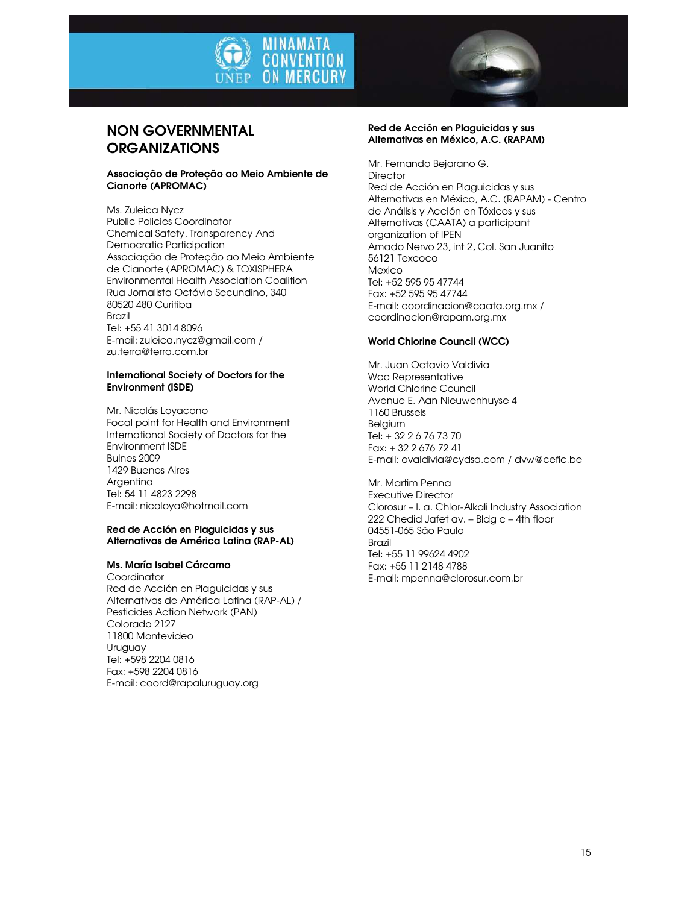# NON GOVERNMENTAL ORGANIZATIONS

**Associação de Proteção ao Meio Ambiente de Cianorte (APROMAC)**

Ms. Zuleica Nycz
Public Policies Coordinator
Chemical Safety, Transparency And Democratic Participation
Associação de Proteção ao Meio Ambiente de Cianorte (APROMAC) & TOXISPHERA Environmental Health Association Coalition
Rua Jornalista Octávio Secundino, 340
80520 480 Curitiba
Brazil
Tel: +55 41 3014 8096
E-mail: zuleica.nycz@gmail.com / zu.terra@terra.com.br

**International Society of Doctors for the Environment (ISDE)**

Mr. Nicolás Loyacono
Focal point for Health and Environment
International Society of Doctors for the Environment ISDE
Bulnes 2009
1429 Buenos Aires
Argentina
Tel: 54 11 4823 2298
E-mail: nicoloya@hotmail.com

**Red de Acción en Plaguicidas y sus Alternativas de América Latina (RAP-AL)**

**Ms. María Isabel Cárcamo**
Coordinator
Red de Acción en Plaguicidas y sus Alternativas de América Latina (RAP-AL) / Pesticides Action Network (PAN)
Colorado 2127
11800 Montevideo
Uruguay
Tel: +598 2204 0816
Fax: +598 2204 0816
E-mail: coord@rapaluruguay.org

**Red de Acción en Plaguicidas y sus Alternativas en México, A.C. (RAPAM)**

Mr. Fernando Bejarano G.
Director
Red de Acción en Plaguicidas y sus Alternativas en México, A.C. (RAPAM) - Centro de Análisis y Acción en Tóxicos y sus Alternativas (CAATA) a participant organization of IPEN
Amado Nervo 23, int 2, Col. San Juanito
56121 Texcoco
Mexico
Tel: +52 595 95 47744
Fax: +52 595 95 47744
E-mail: coordinacion@caata.org.mx / coordinacion@rapam.org.mx

**World Chlorine Council (WCC)**

Mr. Juan Octavio Valdivia
Wcc Representative
World Chlorine Council
Avenue E. Aan Nieuwenhuyse 4
1160 Brussels
Belgium
Tel: + 32 2 6 76 73 70
Fax: + 32 2 676 72 41
E-mail: ovaldivia@cydsa.com / dvw@cefic.be

Mr. Martim Penna
Executive Director
Clorosur – I. a. Chlor-Alkali Industry Association
222 Chedid Jafet av. – Bldg c – 4th floor
04551-065 São Paulo
Brazil
Tel: +55 11 99624 4902
Fax: +55 11 2148 4788
E-mail: mpenna@clorosur.com.br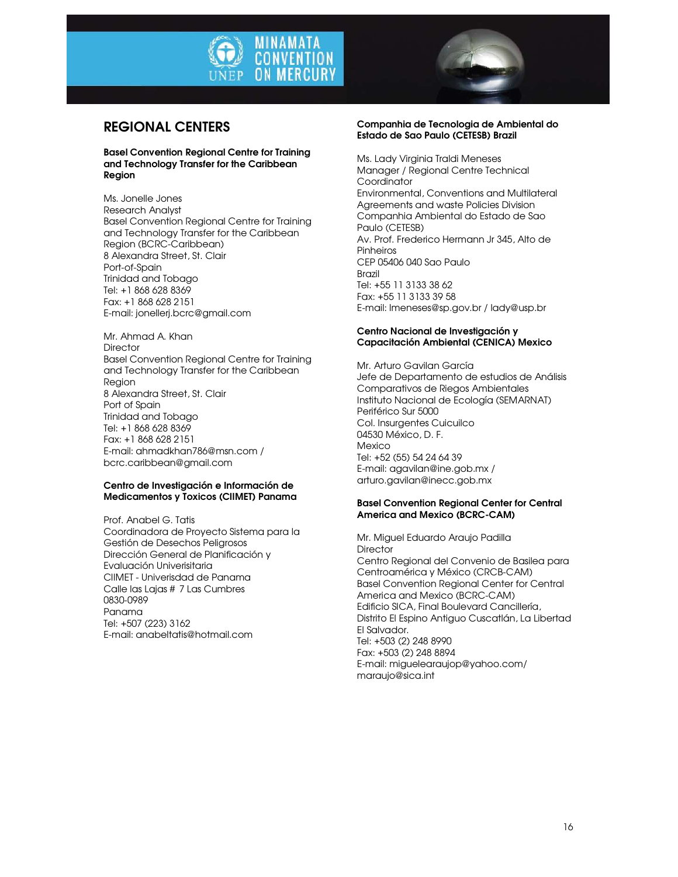## REGIONAL CENTERS

**Basel Convention Regional Centre for Training and Technology Transfer for the Caribbean Region**

Ms. Jonelle Jones
Research Analyst
Basel Convention Regional Centre for Training and Technology Transfer for the Caribbean Region (BCRC-Caribbean)
8 Alexandra Street, St. Clair
Port-of-Spain
Trinidad and Tobago
Tel: +1 868 628 8369
Fax: +1 868 628 2151
E-mail: jonellerj.bcrc@gmail.com

Mr. Ahmad A. Khan
Director
Basel Convention Regional Centre for Training and Technology Transfer for the Caribbean Region
8 Alexandra Street, St. Clair
Port of Spain
Trinidad and Tobago
Tel: +1 868 628 8369
Fax: +1 868 628 2151
E-mail: ahmadkhan786@msn.com / bcrc.caribbean@gmail.com

**Centro de Investigación e Información de Medicamentos y Toxicos (CIIMET) Panama**

Prof. Anabel G. Tatis
Coordinadora de Proyecto Sistema para la Gestión de Desechos Peligrosos
Dirección General de Planificación y Evaluación Univerisitaria
CIIMET - Univerisdad de Panama
Calle las Lajas # 7 Las Cumbres
0830-0989
Panama
Tel: +507 (223) 3162
E-mail: anabeltatis@hotmail.com

**Companhia de Tecnologia de Ambiental do Estado de Sao Paulo (CETESB) Brazil**

Ms. Lady Virginia Traldi Meneses
Manager / Regional Centre Technical Coordinator
Environmental, Conventions and Multilateral Agreements and waste Policies Division
Companhia Ambiental do Estado de Sao Paulo (CETESB)
Av. Prof. Frederico Hermann Jr 345, Alto de Pinheiros
CEP 05406 040 Sao Paulo
Brazil
Tel: +55 11 3133 38 62
Fax: +55 11 3133 39 58
E-mail: lmeneses@sp.gov.br / lady@usp.br

**Centro Nacional de Investigación y Capacitación Ambiental (CENICA) Mexico**

Mr. Arturo Gavilan García
Jefe de Departamento de estudios de Análisis Comparativos de Riegos Ambientales
Instituto Nacional de Ecología (SEMARNAT)
Periférico Sur 5000
Col. Insurgentes Cuicuilco
04530 México, D. F.
Mexico
Tel: +52 (55) 54 24 64 39
E-mail: agavilan@ine.gob.mx / arturo.gavilan@inecc.gob.mx

**Basel Convention Regional Center for Central America and Mexico (BCRC-CAM)**

Mr. Miguel Eduardo Araujo Padilla
Director
Centro Regional del Convenio de Basilea para Centroamérica y México (CRCB-CAM)
Basel Convention Regional Center for Central America and Mexico (BCRC-CAM)
Edificio SICA, Final Boulevard Cancillería, Distrito El Espino Antiguo Cuscatlán, La Libertad
El Salvador.
Tel: +503 (2) 248 8990
Fax: +503 (2) 248 8894
E-mail: miguelearaujop@yahoo.com/ maraujo@sica.int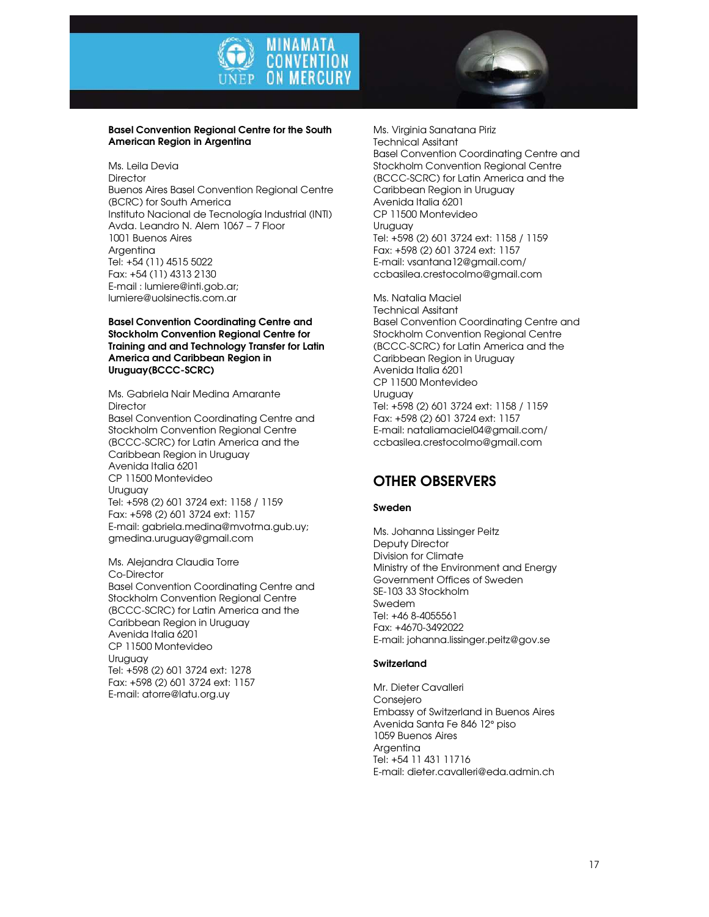**Basel Convention Regional Centre for the South American Region in Argentina**

Ms. Leila Devia
Director
Buenos Aires Basel Convention Regional Centre (BCRC) for South America
Instituto Nacional de Tecnología Industrial (INTI)
Avda. Leandro N. Alem 1067 – 7 Floor
1001 Buenos Aires
Argentina
Tel: +54 (11) 4515 5022
Fax: +54 (11) 4313 2130
E-mail : lumiere@inti.gob.ar; lumiere@uolsinectis.com.ar

**Basel Convention Coordinating Centre and Stockholm Convention Regional Centre for Training and and Technology Transfer for Latin America and Caribbean Region in Uruguay(BCCC-SCRC)**

Ms. Gabriela Nair Medina Amarante
Director
Basel Convention Coordinating Centre and Stockholm Convention Regional Centre (BCCC-SCRC) for Latin America and the Caribbean Region in Uruguay
Avenida Italia 6201
CP 11500 Montevideo
Uruguay
Tel: +598 (2) 601 3724 ext: 1158 / 1159
Fax: +598 (2) 601 3724 ext: 1157
E-mail: gabriela.medina@mvotma.gub.uy; gmedina.uruguay@gmail.com

Ms. Alejandra Claudia Torre
Co-Director
Basel Convention Coordinating Centre and Stockholm Convention Regional Centre (BCCC-SCRC) for Latin America and the Caribbean Region in Uruguay
Avenida Italia 6201
CP 11500 Montevideo
Uruguay
Tel: +598 (2) 601 3724 ext: 1278
Fax: +598 (2) 601 3724 ext: 1157
E-mail: atorre@latu.org.uy

Ms. Virginia Sanatana Piriz
Technical Assitant
Basel Convention Coordinating Centre and Stockholm Convention Regional Centre (BCCC-SCRC) for Latin America and the Caribbean Region in Uruguay
Avenida Italia 6201
CP 11500 Montevideo
Uruguay
Tel: +598 (2) 601 3724 ext: 1158 / 1159
Fax: +598 (2) 601 3724 ext: 1157
E-mail: vsantana12@gmail.com/ ccbasilea.crestocolmo@gmail.com

Ms. Natalia Maciel
Technical Assitant
Basel Convention Coordinating Centre and Stockholm Convention Regional Centre (BCCC-SCRC) for Latin America and the Caribbean Region in Uruguay
Avenida Italia 6201
CP 11500 Montevideo
Uruguay
Tel: +598 (2) 601 3724 ext: 1158 / 1159
Fax: +598 (2) 601 3724 ext: 1157
E-mail: nataliamaciel04@gmail.com/ ccbasilea.crestocolmo@gmail.com

## OTHER OBSERVERS

**Sweden**

Ms. Johanna Lissinger Peitz
Deputy Director
Division for Climate
Ministry of the Environment and Energy
Government Offices of Sweden
SE-103 33 Stockholm
Swedem
Tel: +46 8-4055561
Fax: +4670-3492022
E-mail: johanna.lissinger.peitz@gov.se

**Switzerland**

Mr. Dieter Cavalleri
Consejero
Embassy of Switzerland in Buenos Aires
Avenida Santa Fe 846 12° piso
1059 Buenos Aires
Argentina
Tel: +54 11 431 11716
E-mail: dieter.cavalleri@eda.admin.ch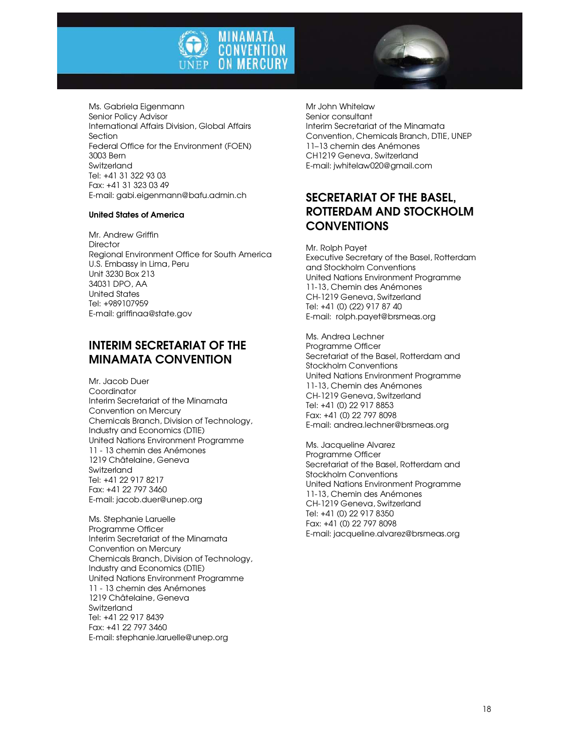Ms. Gabriela Eigenmann
Senior Policy Advisor
International Affairs Division, Global Affairs Section
Federal Office for the Environment (FOEN)
3003 Bern
Switzerland
Tel: +41 31 322 93 03
Fax: +41 31 323 03 49
E-mail: gabi.eigenmann@bafu.admin.ch

**United States of America**

Mr. Andrew Griffin
Director
Regional Environment Office for South America
U.S. Embassy in Lima, Peru
Unit 3230 Box 213
34031 DPO, AA
United States
Tel: +989107959
E-mail: griffinaa@state.gov

## INTERIM SECRETARIAT OF THE MINAMATA CONVENTION

Mr. Jacob Duer
Coordinator
Interim Secretariat of the Minamata Convention on Mercury
Chemicals Branch, Division of Technology, Industry and Economics (DTIE)
United Nations Environment Programme
11 - 13 chemin des Anémones
1219 Châtelaine, Geneva
Switzerland
Tel: +41 22 917 8217
Fax: +41 22 797 3460
E-mail: jacob.duer@unep.org

Ms. Stephanie Laruelle
Programme Officer
Interim Secretariat of the Minamata Convention on Mercury
Chemicals Branch, Division of Technology, Industry and Economics (DTIE)
United Nations Environment Programme
11 - 13 chemin des Anémones
1219 Châtelaine, Geneva
Switzerland
Tel: +41 22 917 8439
Fax: +41 22 797 3460
E-mail: stephanie.laruelle@unep.org

Mr John Whitelaw
Senior consultant
Interim Secretariat of the Minamata Convention, Chemicals Branch, DTIE, UNEP
11–13 chemin des Anémones
CH1219 Geneva, Switzerland
E-mail: jwhitelaw020@gmail.com

## SECRETARIAT OF THE BASEL, ROTTERDAM AND STOCKHOLM CONVENTIONS

Mr. Rolph Payet
Executive Secretary of the Basel, Rotterdam and Stockholm Conventions
United Nations Environment Programme
11-13, Chemin des Anémones
CH-1219 Geneva, Switzerland
Tel: +41 (0) (22) 917 87 40
E-mail: rolph.payet@brsmeas.org

Ms. Andrea Lechner
Programme Officer
Secretariat of the Basel, Rotterdam and Stockholm Conventions
United Nations Environment Programme
11-13, Chemin des Anémones
CH-1219 Geneva, Switzerland
Tel: +41 (0) 22 917 8853
Fax: +41 (0) 22 797 8098
E-mail: andrea.lechner@brsmeas.org

Ms. Jacqueline Alvarez
Programme Officer
Secretariat of the Basel, Rotterdam and Stockholm Conventions
United Nations Environment Programme
11-13, Chemin des Anémones
CH-1219 Geneva, Switzerland
Tel: +41 (0) 22 917 8350
Fax: +41 (0) 22 797 8098
E-mail: jacqueline.alvarez@brsmeas.org